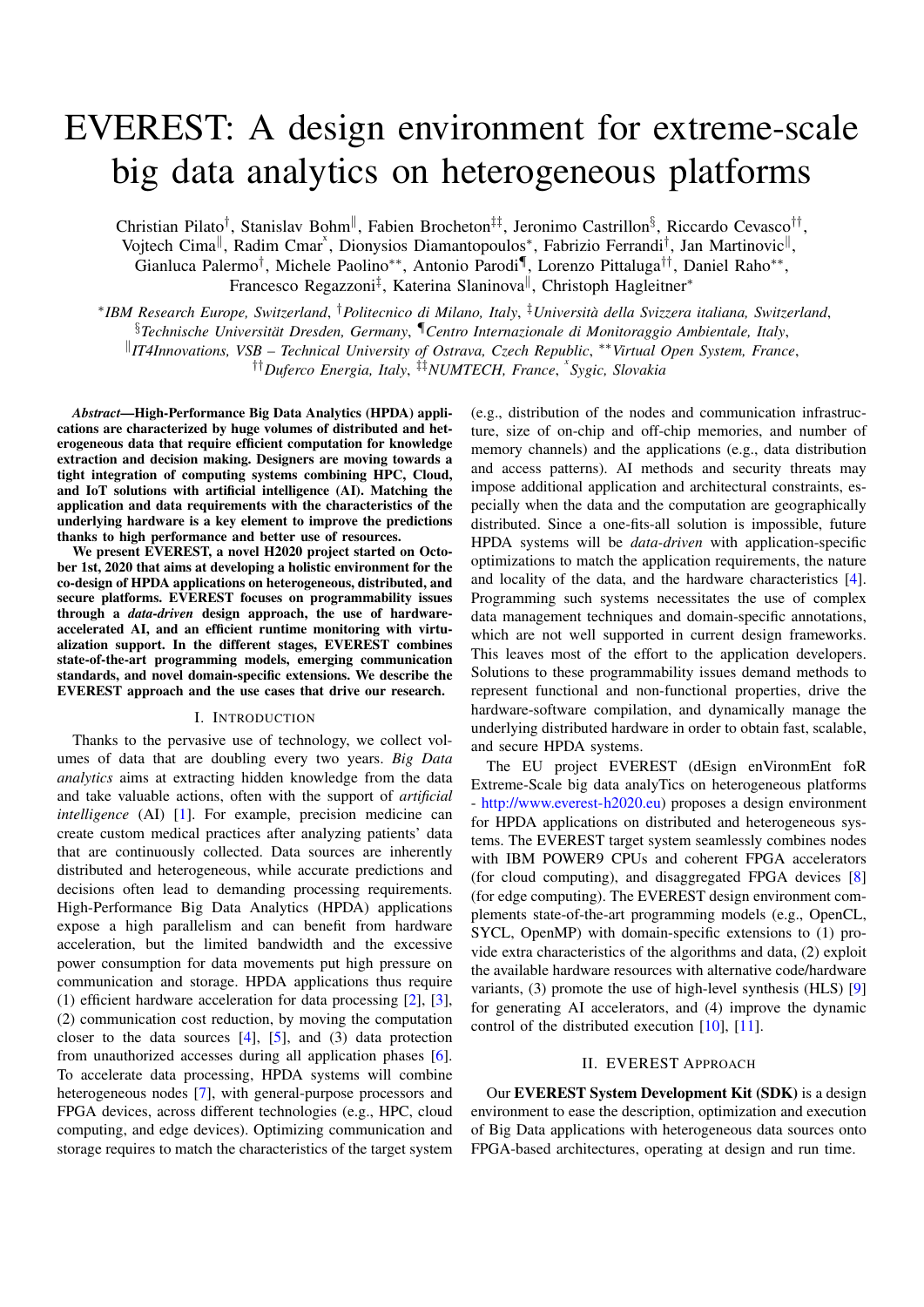# EVEREST: A design environment for extreme-scale big data analytics on heterogeneous platforms

Christian Pilato[†], Stanislav Bohm[‖], Fabien Brocheton[‡‡], Jeronimo Castrillon[§], Riccardo Cevasco[††], Vojtech Cima[‖], Radim Cmar[x], Dionysios Diamantopoulos[*], Fabrizio Ferrandi[†], Jan Martinovic[‖], Gianluca Palermo[†], Michele Paolino[**], Antonio Parodi[¶], Lorenzo Pittaluga[††], Daniel Raho[**], Francesco Regazzoni[‡], Katerina Slaninova[‖], Christoph Hagleitner[*]

[*]*IBM Research Europe, Switzerland*, [†]*Politecnico di Milano, Italy*, [‡]*Università della Svizzera italiana, Switzerland*, [§]*Technische Universität Dresden, Germany*, [¶]*Centro Internazionale di Monitoraggio Ambientale, Italy*, [‖]*IT4Innovations, VSB – Technical University of Ostrava, Czech Republic*, [**]*Virtual Open System, France*, [††]*Duferco Energia, Italy*, [‡‡]*NUMTECH, France*, [x]*Sygic, Slovakia*

***Abstract*—High-Performance Big Data Analytics (HPDA) applications are characterized by huge volumes of distributed and heterogeneous data that require efficient computation for knowledge extraction and decision making. Designers are moving towards a tight integration of computing systems combining HPC, Cloud, and IoT solutions with artificial intelligence (AI). Matching the application and data requirements with the characteristics of the underlying hardware is a key element to improve the predictions thanks to high performance and better use of resources.**

**We present EVEREST, a novel H2020 project started on October 1st, 2020 that aims at developing a holistic environment for the co-design of HPDA applications on heterogeneous, distributed, and secure platforms. EVEREST focuses on programmability issues through a *data-driven* design approach, the use of hardware-accelerated AI, and an efficient runtime monitoring with virtualization support. In the different stages, EVEREST combines state-of-the-art programming models, emerging communication standards, and novel domain-specific extensions. We describe the EVEREST approach and the use cases that drive our research.**

## I. Introduction

Thanks to the pervasive use of technology, we collect volumes of data that are doubling every two years. *Big Data analytics* aims at extracting hidden knowledge from the data and take valuable actions, often with the support of *artificial intelligence* (AI) [1]. For example, precision medicine can create custom medical practices after analyzing patients' data that are continuously collected. Data sources are inherently distributed and heterogeneous, while accurate predictions and decisions often lead to demanding processing requirements. High-Performance Big Data Analytics (HPDA) applications expose a high parallelism and can benefit from hardware acceleration, but the limited bandwidth and the excessive power consumption for data movements put high pressure on communication and storage. HPDA applications thus require (1) efficient hardware acceleration for data processing [2], [3], (2) communication cost reduction, by moving the computation closer to the data sources [4], [5], and (3) data protection from unauthorized accesses during all application phases [6]. To accelerate data processing, HPDA systems will combine heterogeneous nodes [7], with general-purpose processors and FPGA devices, across different technologies (e.g., HPC, cloud computing, and edge devices). Optimizing communication and storage requires to match the characteristics of the target system (e.g., distribution of the nodes and communication infrastructure, size of on-chip and off-chip memories, and number of memory channels) and the applications (e.g., data distribution and access patterns). AI methods and security threats may impose additional application and architectural constraints, especially when the data and the computation are geographically distributed. Since a one-fits-all solution is impossible, future HPDA systems will be *data-driven* with application-specific optimizations to match the application requirements, the nature and locality of the data, and the hardware characteristics [4]. Programming such systems necessitates the use of complex data management techniques and domain-specific annotations, which are not well supported in current design frameworks. This leaves most of the effort to the application developers. Solutions to these programmability issues demand methods to represent functional and non-functional properties, drive the hardware-software compilation, and dynamically manage the underlying distributed hardware in order to obtain fast, scalable, and secure HPDA systems.

The EU project EVEREST (dEsign enVironmEnt foR Extreme-Scale big data analyTics on heterogeneous platforms - http://www.everest-h2020.eu) proposes a design environment for HPDA applications on distributed and heterogeneous systems. The EVEREST target system seamlessly combines nodes with IBM POWER9 CPUs and coherent FPGA accelerators (for cloud computing), and disaggregated FPGA devices [8] (for edge computing). The EVEREST design environment complements state-of-the-art programming models (e.g., OpenCL, SYCL, OpenMP) with domain-specific extensions to (1) provide extra characteristics of the algorithms and data, (2) exploit the available hardware resources with alternative code/hardware variants, (3) promote the use of high-level synthesis (HLS) [9] for generating AI accelerators, and (4) improve the dynamic control of the distributed execution [10], [11].

## II. EVEREST Approach

Our **EVEREST System Development Kit (SDK)** is a design environment to ease the description, optimization and execution of Big Data applications with heterogeneous data sources onto FPGA-based architectures, operating at design and run time.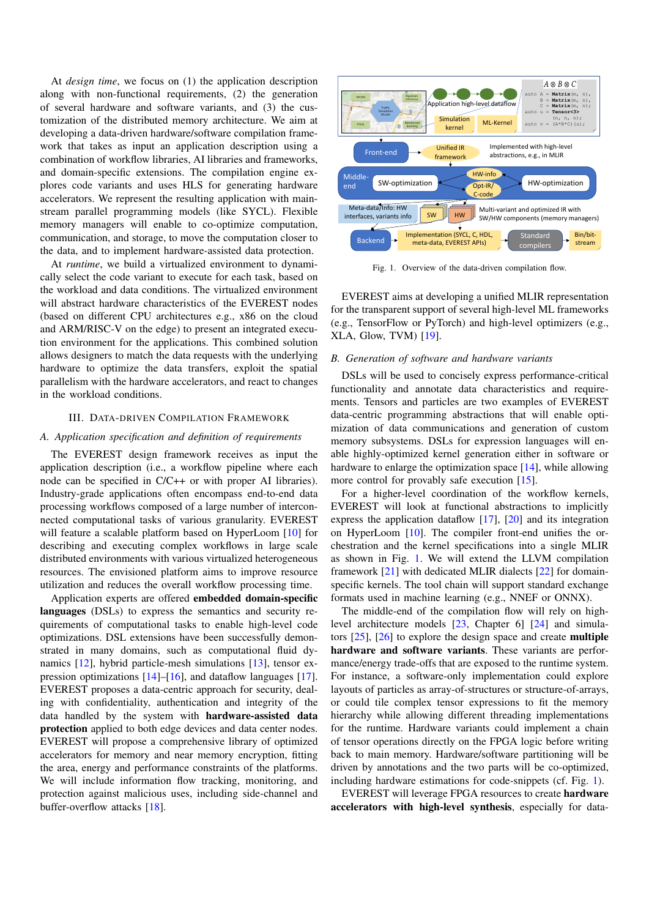At *design time*, we focus on (1) the application description along with non-functional requirements, (2) the generation of several hardware and software variants, and (3) the customization of the distributed memory architecture. We aim at developing a data-driven hardware/software compilation framework that takes as input an application description using a combination of workflow libraries, AI libraries and frameworks, and domain-specific extensions. The compilation engine explores code variants and uses HLS for generating hardware accelerators. We represent the resulting application with mainstream parallel programming models (like SYCL). Flexible memory managers will enable to co-optimize computation, communication, and storage, to move the computation closer to the data, and to implement hardware-assisted data protection.

At *runtime*, we build a virtualized environment to dynamically select the code variant to execute for each task, based on the workload and data conditions. The virtualized environment will abstract hardware characteristics of the EVEREST nodes (based on different CPU architectures e.g., x86 on the cloud and ARM/RISC-V on the edge) to present an integrated execution environment for the applications. This combined solution allows designers to match the data requests with the underlying hardware to optimize the data transfers, exploit the spatial parallelism with the hardware accelerators, and react to changes in the workload conditions.

## III. Data-Driven Compilation Framework

### A. Application specification and definition of requirements

The EVEREST design framework receives as input the application description (i.e., a workflow pipeline where each node can be specified in C/C++ or with proper AI libraries). Industry-grade applications often encompass end-to-end data processing workflows composed of a large number of interconnected computational tasks of various granularity. EVEREST will feature a scalable platform based on HyperLoom [10] for describing and executing complex workflows in large scale distributed environments with various virtualized heterogeneous resources. The envisioned platform aims to improve resource utilization and reduces the overall workflow processing time.

Application experts are offered **embedded domain-specific languages** (DSLs) to express the semantics and security requirements of computational tasks to enable high-level code optimizations. DSL extensions have been successfully demonstrated in many domains, such as computational fluid dynamics [12], hybrid particle-mesh simulations [13], tensor expression optimizations [14]–[16], and dataflow languages [17]. EVEREST proposes a data-centric approach for security, dealing with confidentiality, authentication and integrity of the data handled by the system with **hardware-assisted data protection** applied to both edge devices and data center nodes. EVEREST will propose a comprehensive library of optimized accelerators for memory and near memory encryption, fitting the area, energy and performance constraints of the platforms. We will include information flow tracking, monitoring, and protection against malicious uses, including side-channel and buffer-overflow attacks [18].

```
auto A = Matrix(m, n);
B = Matrix(m, n);
C = Matrix(m, n);
auto u = Tensor<3>
    (n, n, n);
auto v = (A*B*C)(u);
```

Fig. 1. Overview of the data-driven compilation flow.

EVEREST aims at developing a unified MLIR representation for the transparent support of several high-level ML frameworks (e.g., TensorFlow or PyTorch) and high-level optimizers (e.g., XLA, Glow, TVM) [19].

### B. Generation of software and hardware variants

DSLs will be used to concisely express performance-critical functionality and annotate data characteristics and requirements. Tensors and particles are two examples of EVEREST data-centric programming abstractions that will enable optimization of data communications and generation of custom memory subsystems. DSLs for expression languages will enable highly-optimized kernel generation either in software or hardware to enlarge the optimization space [14], while allowing more control for provably safe execution [15].

For a higher-level coordination of the workflow kernels, EVEREST will look at functional abstractions to implicitly express the application dataflow [17], [20] and its integration on HyperLoom [10]. The compiler front-end unifies the orchestration and the kernel specifications into a single MLIR as shown in Fig. 1. We will extend the LLVM compilation framework [21] with dedicated MLIR dialects [22] for domain-specific kernels. The tool chain will support standard exchange formats used in machine learning (e.g., NNEF or ONNX).

The middle-end of the compilation flow will rely on high-level architecture models [23, Chapter 6] [24] and simulators [25], [26] to explore the design space and create **multiple hardware and software variants**. These variants are performance/energy trade-offs that are exposed to the runtime system. For instance, a software-only implementation could explore layouts of particles as array-of-structures or structure-of-arrays, or could tile complex tensor expressions to fit the memory hierarchy while allowing different threading implementations for the runtime. Hardware variants could implement a chain of tensor operations directly on the FPGA logic before writing back to main memory. Hardware/software partitioning will be driven by annotations and the two parts will be co-optimized, including hardware estimations for code-snippets (cf. Fig. 1).

EVEREST will leverage FPGA resources to create **hardware accelerators with high-level synthesis**, especially for data-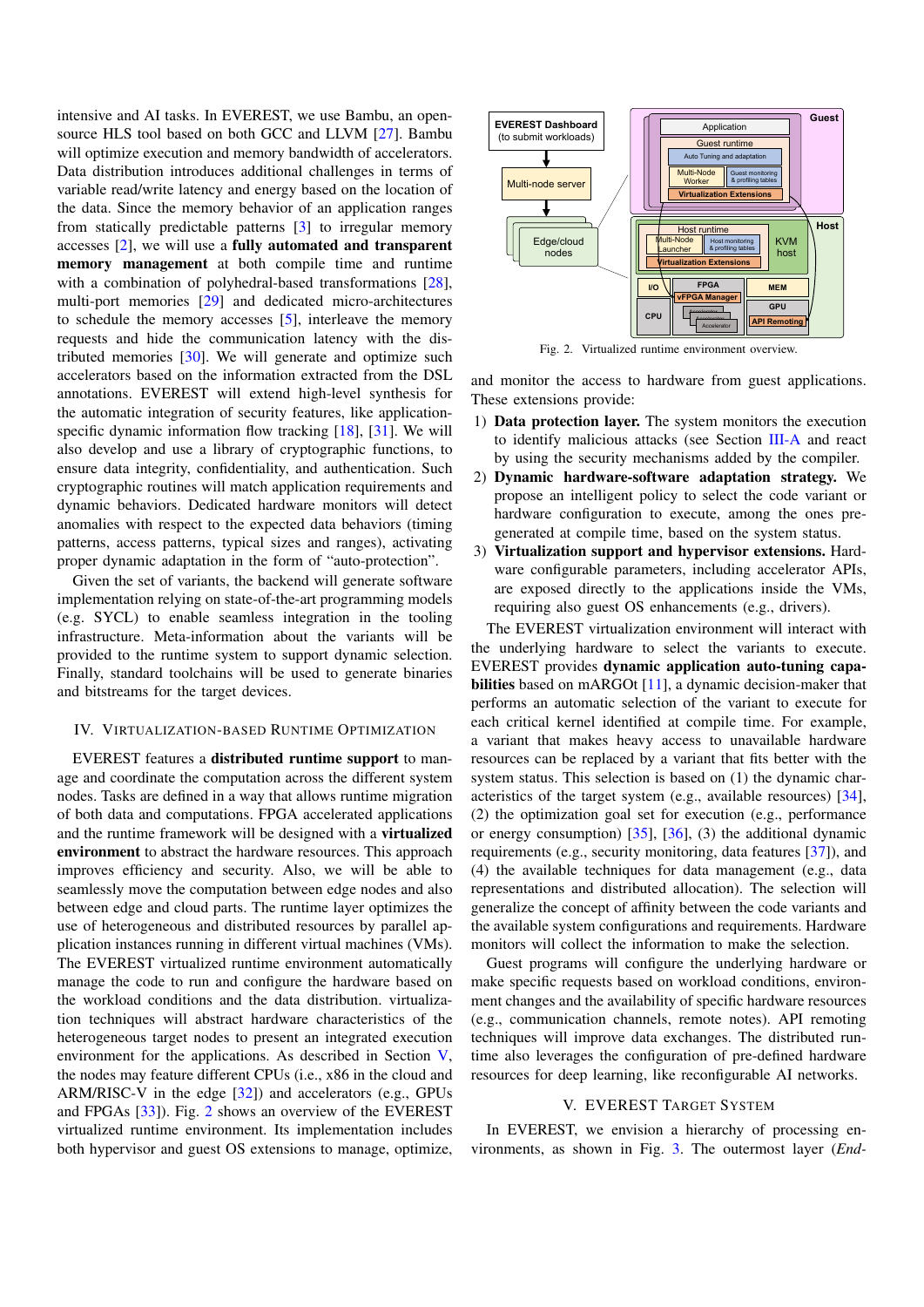intensive and AI tasks. In EVEREST, we use Bambu, an open-source HLS tool based on both GCC and LLVM [27]. Bambu will optimize execution and memory bandwidth of accelerators. Data distribution introduces additional challenges in terms of variable read/write latency and energy based on the location of the data. Since the memory behavior of an application ranges from statically predictable patterns [3] to irregular memory accesses [2], we will use a **fully automated and transparent memory management** at both compile time and runtime with a combination of polyhedral-based transformations [28], multi-port memories [29] and dedicated micro-architectures to schedule the memory accesses [5], interleave the memory requests and hide the communication latency with the distributed memories [30]. We will generate and optimize such accelerators based on the information extracted from the DSL annotations. EVEREST will extend high-level synthesis for the automatic integration of security features, like application-specific dynamic information flow tracking [18], [31]. We will also develop and use a library of cryptographic functions, to ensure data integrity, confidentiality, and authentication. Such cryptographic routines will match application requirements and dynamic behaviors. Dedicated hardware monitors will detect anomalies with respect to the expected data behaviors (timing patterns, access patterns, typical sizes and ranges), activating proper dynamic adaptation in the form of "auto-protection".

Given the set of variants, the backend will generate software implementation relying on state-of-the-art programming models (e.g. SYCL) to enable seamless integration in the tooling infrastructure. Meta-information about the variants will be provided to the runtime system to support dynamic selection. Finally, standard toolchains will be used to generate binaries and bitstreams for the target devices.

## IV. Virtualization-Based Runtime Optimization

EVEREST features a **distributed runtime support** to manage and coordinate the computation across the different system nodes. Tasks are defined in a way that allows runtime migration of both data and computations. FPGA accelerated applications and the runtime framework will be designed with a **virtualized environment** to abstract the hardware resources. This approach improves efficiency and security. Also, we will be able to seamlessly move the computation between edge nodes and also between edge and cloud parts. The runtime layer optimizes the use of heterogeneous and distributed resources by parallel application instances running in different virtual machines (VMs). The EVEREST virtualized runtime environment automatically manage the code to run and configure the hardware based on the workload conditions and the data distribution. virtualization techniques will abstract hardware characteristics of the heterogeneous target nodes to present an integrated execution environment for the applications. As described in Section V, the nodes may feature different CPUs (i.e., x86 in the cloud and ARM/RISC-V in the edge [32]) and accelerators (e.g., GPUs and FPGAs [33]). Fig. 2 shows an overview of the EVEREST virtualized runtime environment. Its implementation includes both hypervisor and guest OS extensions to manage, optimize, and monitor the access to hardware from guest applications. These extensions provide:

Fig. 2. Virtualized runtime environment overview.

1) **Data protection layer.** The system monitors the execution to identify malicious attacks (see Section III-A and react by using the security mechanisms added by the compiler.
2) **Dynamic hardware-software adaptation strategy.** We propose an intelligent policy to select the code variant or hardware configuration to execute, among the ones pre-generated at compile time, based on the system status.
3) **Virtualization support and hypervisor extensions.** Hardware configurable parameters, including accelerator APIs, are exposed directly to the applications inside the VMs, requiring also guest OS enhancements (e.g., drivers).

The EVEREST virtualization environment will interact with the underlying hardware to select the variants to execute. EVEREST provides **dynamic application auto-tuning capabilities** based on mARGOt [11], a dynamic decision-maker that performs an automatic selection of the variant to execute for each critical kernel identified at compile time. For example, a variant that makes heavy access to unavailable hardware resources can be replaced by a variant that fits better with the system status. This selection is based on (1) the dynamic characteristics of the target system (e.g., available resources) [34], (2) the optimization goal set for execution (e.g., performance or energy consumption) [35], [36], (3) the additional dynamic requirements (e.g., security monitoring, data features [37]), and (4) the available techniques for data management (e.g., data representations and distributed allocation). The selection will generalize the concept of affinity between the code variants and the available system configurations and requirements. Hardware monitors will collect the information to make the selection.

Guest programs will configure the underlying hardware or make specific requests based on workload conditions, environment changes and the availability of specific hardware resources (e.g., communication channels, remote notes). API remoting techniques will improve data exchanges. The distributed runtime also leverages the configuration of pre-defined hardware resources for deep learning, like reconfigurable AI networks.

## V. EVEREST Target System

In EVEREST, we envision a hierarchy of processing environments, as shown in Fig. 3. The outermost layer (*End-*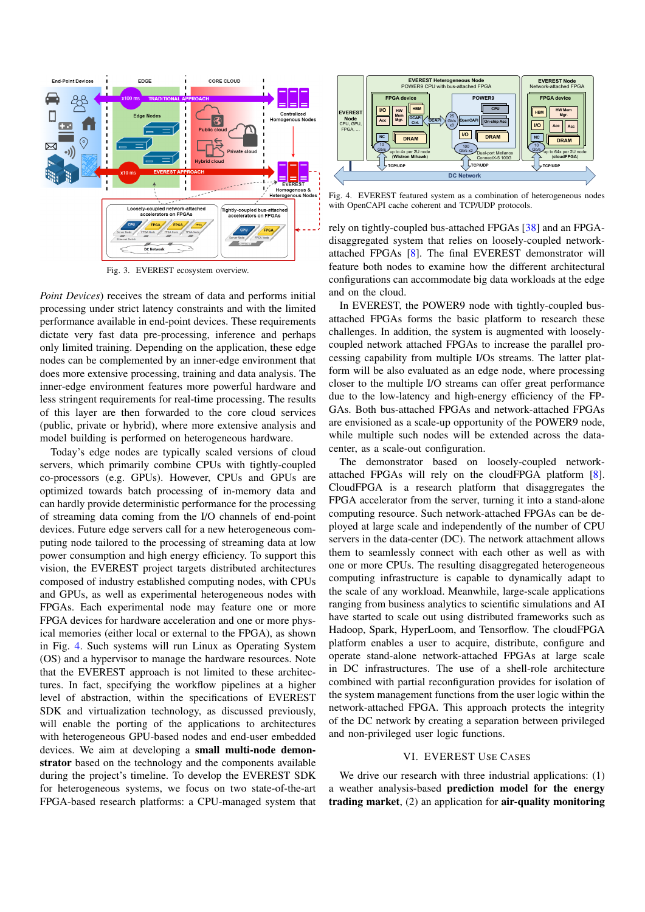Fig. 3. EVEREST ecosystem overview.

Fig. 4. EVEREST featured system as a combination of heterogeneous nodes with OpenCAPI cache coherent and TCP/UDP protocols.

*Point Devices*) receives the stream of data and performs initial processing under strict latency constraints and with the limited performance available in end-point devices. These requirements dictate very fast data pre-processing, inference and perhaps only limited training. Depending on the application, these edge nodes can be complemented by an inner-edge environment that does more extensive processing, training and data analysis. The inner-edge environment features more powerful hardware and less stringent requirements for real-time processing. The results of this layer are then forwarded to the core cloud services (public, private or hybrid), where more extensive analysis and model building is performed on heterogeneous hardware.

Today's edge nodes are typically scaled versions of cloud servers, which primarily combine CPUs with tightly-coupled co-processors (e.g. GPUs). However, CPUs and GPUs are optimized towards batch processing of in-memory data and can hardly provide deterministic performance for the processing of streaming data coming from the I/O channels of end-point devices. Future edge servers call for a new heterogeneous computing node tailored to the processing of streaming data at low power consumption and high energy efficiency. To support this vision, the EVEREST project targets distributed architectures composed of industry established computing nodes, with CPUs and GPUs, as well as experimental heterogeneous nodes with FPGAs. Each experimental node may feature one or more FPGA devices for hardware acceleration and one or more physical memories (either local or external to the FPGA), as shown in Fig. 4. Such systems will run Linux as Operating System (OS) and a hypervisor to manage the hardware resources. Note that the EVEREST approach is not limited to these architectures. In fact, specifying the workflow pipelines at a higher level of abstraction, within the specifications of EVEREST SDK and virtualization technology, as discussed previously, will enable the porting of the applications to architectures with heterogeneous GPU-based nodes and end-user embedded devices. We aim at developing a **small multi-node demonstrator** based on the technology and the components available during the project's timeline. To develop the EVEREST SDK for heterogeneous systems, we focus on two state-of-the-art FPGA-based research platforms: a CPU-managed system that rely on tightly-coupled bus-attached FPGAs [38] and an FPGA-disaggregated system that relies on loosely-coupled network-attached FPGAs [8]. The final EVEREST demonstrator will feature both nodes to examine how the different architectural configurations can accommodate big data workloads at the edge and on the cloud.

In EVEREST, the POWER9 node with tightly-coupled bus-attached FPGAs forms the basic platform to research these challenges. In addition, the system is augmented with loosely-coupled network attached FPGAs to increase the parallel processing capability from multiple I/Os streams. The latter platform will be also evaluated as an edge node, where processing closer to the multiple I/O streams can offer great performance due to the low-latency and high-energy efficiency of the FPGAs. Both bus-attached FPGAs and network-attached FPGAs are envisioned as a scale-up opportunity of the POWER9 node, while multiple such nodes will be extended across the datacenter, as a scale-out configuration.

The demonstrator based on loosely-coupled network-attached FPGAs will rely on the cloudFPGA platform [8]. CloudFPGA is a research platform that disaggregates the FPGA accelerator from the server, turning it into a stand-alone computing resource. Such network-attached FPGAs can be deployed at large scale and independently of the number of CPU servers in the data-center (DC). The network attachment allows them to seamlessly connect with each other as well as with one or more CPUs. The resulting disaggregated heterogeneous computing infrastructure is capable to dynamically adapt to the scale of any workload. Meanwhile, large-scale applications ranging from business analytics to scientific simulations and AI have started to scale out using distributed frameworks such as Hadoop, Spark, HyperLoom, and Tensorflow. The cloudFPGA platform enables a user to acquire, distribute, configure and operate stand-alone network-attached FPGAs at large scale in DC infrastructures. The use of a shell-role architecture combined with partial reconfiguration provides for isolation of the system management functions from the user logic within the network-attached FPGA. This approach protects the integrity of the DC network by creating a separation between privileged and non-privileged user logic functions.

## VI. EVEREST Use Cases

We drive our research with three industrial applications: (1) a weather analysis-based **prediction model for the energy trading market**, (2) an application for **air-quality monitoring**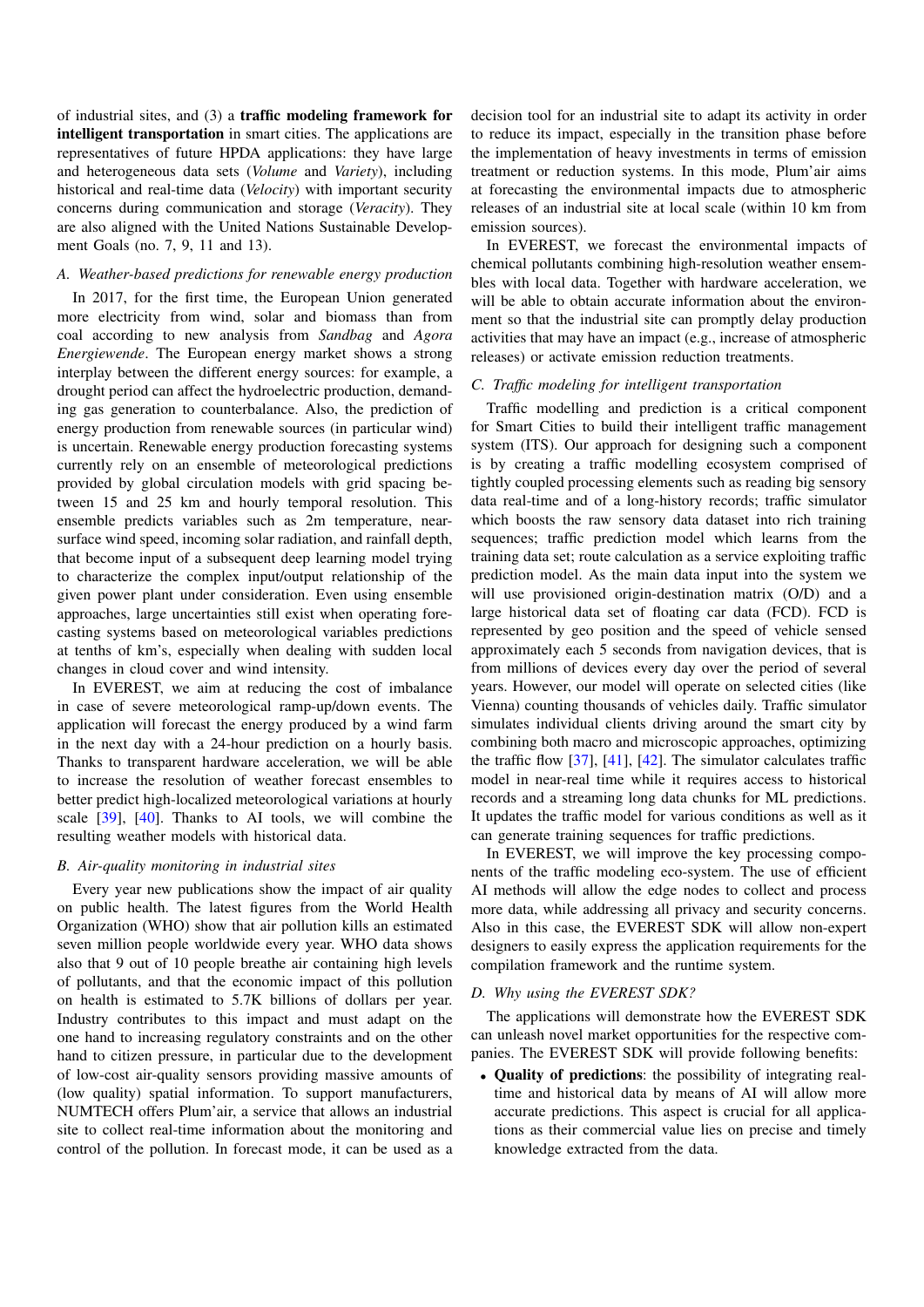of industrial sites, and (3) a **traffic modeling framework for intelligent transportation** in smart cities. The applications are representatives of future HPDA applications: they have large and heterogeneous data sets (*Volume* and *Variety*), including historical and real-time data (*Velocity*) with important security concerns during communication and storage (*Veracity*). They are also aligned with the United Nations Sustainable Development Goals (no. 7, 9, 11 and 13).

### A. Weather-based predictions for renewable energy production

In 2017, for the first time, the European Union generated more electricity from wind, solar and biomass than from coal according to new analysis from *Sandbag* and *Agora Energiewende*. The European energy market shows a strong interplay between the different energy sources: for example, a drought period can affect the hydroelectric production, demanding gas generation to counterbalance. Also, the prediction of energy production from renewable sources (in particular wind) is uncertain. Renewable energy production forecasting systems currently rely on an ensemble of meteorological predictions provided by global circulation models with grid spacing between 15 and 25 km and hourly temporal resolution. This ensemble predicts variables such as 2m temperature, near-surface wind speed, incoming solar radiation, and rainfall depth, that become input of a subsequent deep learning model trying to characterize the complex input/output relationship of the given power plant under consideration. Even using ensemble approaches, large uncertainties still exist when operating forecasting systems based on meteorological variables predictions at tenths of km's, especially when dealing with sudden local changes in cloud cover and wind intensity.

In EVEREST, we aim at reducing the cost of imbalance in case of severe meteorological ramp-up/down events. The application will forecast the energy produced by a wind farm in the next day with a 24-hour prediction on a hourly basis. Thanks to transparent hardware acceleration, we will be able to increase the resolution of weather forecast ensembles to better predict high-localized meteorological variations at hourly scale [39], [40]. Thanks to AI tools, we will combine the resulting weather models with historical data.

### B. Air-quality monitoring in industrial sites

Every year new publications show the impact of air quality on public health. The latest figures from the World Health Organization (WHO) show that air pollution kills an estimated seven million people worldwide every year. WHO data shows also that 9 out of 10 people breathe air containing high levels of pollutants, and that the economic impact of this pollution on health is estimated to 5.7K billions of dollars per year. Industry contributes to this impact and must adapt on the one hand to increasing regulatory constraints and on the other hand to citizen pressure, in particular due to the development of low-cost air-quality sensors providing massive amounts of (low quality) spatial information. To support manufacturers, NUMTECH offers Plum'air, a service that allows an industrial site to collect real-time information about the monitoring and control of the pollution. In forecast mode, it can be used as a decision tool for an industrial site to adapt its activity in order to reduce its impact, especially in the transition phase before the implementation of heavy investments in terms of emission treatment or reduction systems. In this mode, Plum'air aims at forecasting the environmental impacts due to atmospheric releases of an industrial site at local scale (within 10 km from emission sources).

In EVEREST, we forecast the environmental impacts of chemical pollutants combining high-resolution weather ensembles with local data. Together with hardware acceleration, we will be able to obtain accurate information about the environment so that the industrial site can promptly delay production activities that may have an impact (e.g., increase of atmospheric releases) or activate emission reduction treatments.

### C. Traffic modeling for intelligent transportation

Traffic modelling and prediction is a critical component for Smart Cities to build their intelligent traffic management system (ITS). Our approach for designing such a component is by creating a traffic modelling ecosystem comprised of tightly coupled processing elements such as reading big sensory data real-time and of a long-history records; traffic simulator which boosts the raw sensory data dataset into rich training sequences; traffic prediction model which learns from the training data set; route calculation as a service exploiting traffic prediction model. As the main data input into the system we will use provisioned origin-destination matrix (O/D) and a large historical data set of floating car data (FCD). FCD is represented by geo position and the speed of vehicle sensed approximately each 5 seconds from navigation devices, that is from millions of devices every day over the period of several years. However, our model will operate on selected cities (like Vienna) counting thousands of vehicles daily. Traffic simulator simulates individual clients driving around the smart city by combining both macro and microscopic approaches, optimizing the traffic flow [37], [41], [42]. The simulator calculates traffic model in near-real time while it requires access to historical records and a streaming long data chunks for ML predictions. It updates the traffic model for various conditions as well as it can generate training sequences for traffic predictions.

In EVEREST, we will improve the key processing components of the traffic modeling eco-system. The use of efficient AI methods will allow the edge nodes to collect and process more data, while addressing all privacy and security concerns. Also in this case, the EVEREST SDK will allow non-expert designers to easily express the application requirements for the compilation framework and the runtime system.

### D. Why using the EVEREST SDK?

The applications will demonstrate how the EVEREST SDK can unleash novel market opportunities for the respective companies. The EVEREST SDK will provide following benefits:

- **Quality of predictions**: the possibility of integrating real-time and historical data by means of AI will allow more accurate predictions. This aspect is crucial for all applications as their commercial value lies on precise and timely knowledge extracted from the data.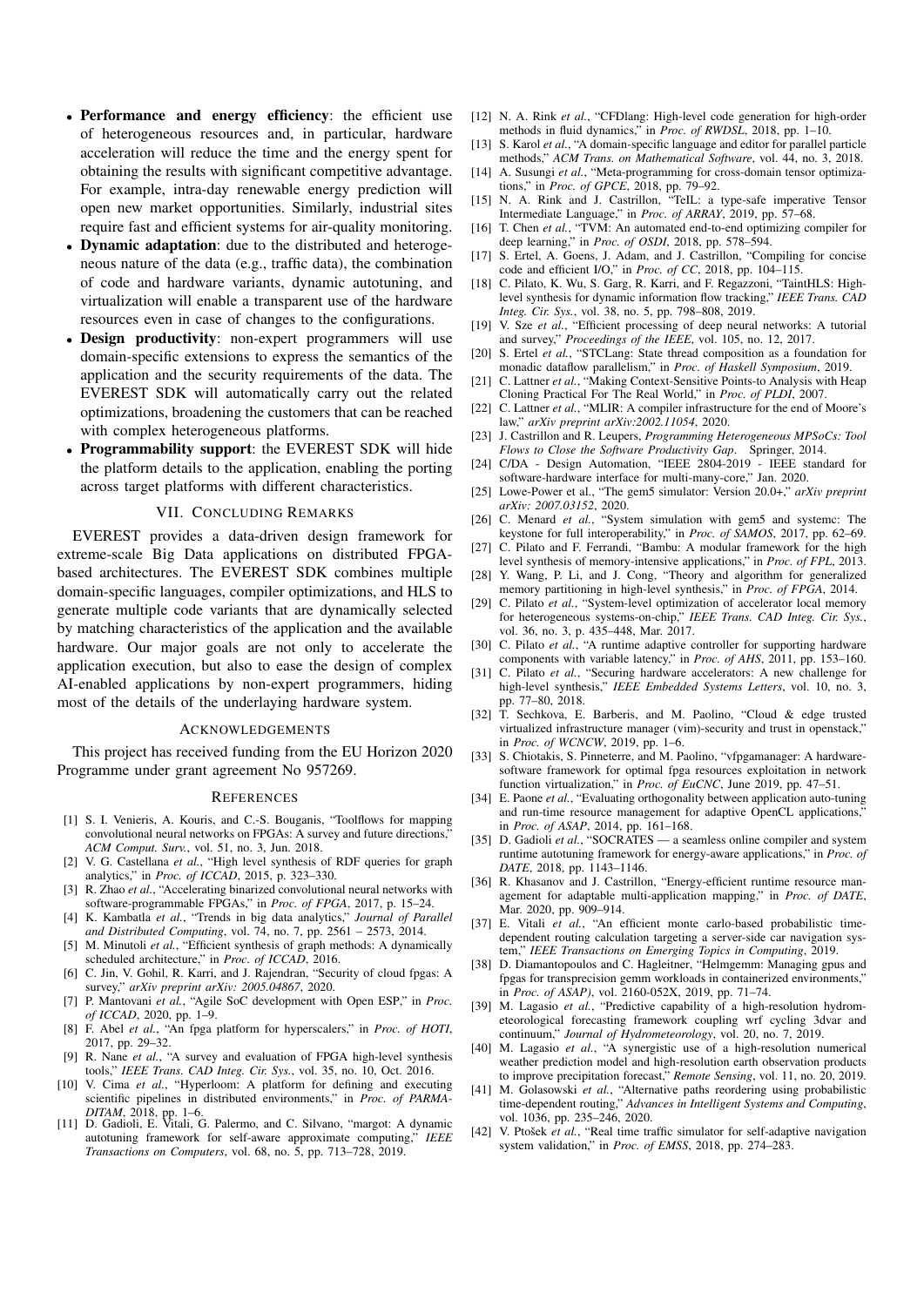- **Performance and energy efficiency**: the efficient use of heterogeneous resources and, in particular, hardware acceleration will reduce the time and the energy spent for obtaining the results with significant competitive advantage. For example, intra-day renewable energy prediction will open new market opportunities. Similarly, industrial sites require fast and efficient systems for air-quality monitoring.
- **Dynamic adaptation**: due to the distributed and heterogeneous nature of the data (e.g., traffic data), the combination of code and hardware variants, dynamic autotuning, and virtualization will enable a transparent use of the hardware resources even in case of changes to the configurations.
- **Design productivity**: non-expert programmers will use domain-specific extensions to express the semantics of the application and the security requirements of the data. The EVEREST SDK will automatically carry out the related optimizations, broadening the customers that can be reached with complex heterogeneous platforms.
- **Programmability support**: the EVEREST SDK will hide the platform details to the application, enabling the porting across target platforms with different characteristics.

## VII. Concluding Remarks

EVEREST provides a data-driven design framework for extreme-scale Big Data applications on distributed FPGA-based architectures. The EVEREST SDK combines multiple domain-specific languages, compiler optimizations, and HLS to generate multiple code variants that are dynamically selected by matching characteristics of the application and the available hardware. Our major goals are not only to accelerate the application execution, but also to ease the design of complex AI-enabled applications by non-expert programmers, hiding most of the details of the underlaying hardware system.

## Acknowledgements

This project has received funding from the EU Horizon 2020 Programme under grant agreement No 957269.

## References

[1] S. I. Venieris, A. Kouris, and C.-S. Bouganis, "Toolflows for mapping convolutional neural networks on FPGAs: A survey and future directions," *ACM Comput. Surv.*, vol. 51, no. 3, Jun. 2018.

[2] V. G. Castellana *et al.*, "High level synthesis of RDF queries for graph analytics," in *Proc. of ICCAD*, 2015, p. 323–330.

[3] R. Zhao *et al.*, "Accelerating binarized convolutional neural networks with software-programmable FPGAs," in *Proc. of FPGA*, 2017, p. 15–24.

[4] K. Kambatla *et al.*, "Trends in big data analytics," *Journal of Parallel and Distributed Computing*, vol. 74, no. 7, pp. 2561 – 2573, 2014.

[5] M. Minutoli *et al.*, "Efficient synthesis of graph methods: A dynamically scheduled architecture," in *Proc. of ICCAD*, 2016.

[6] C. Jin, V. Gohil, R. Karri, and J. Rajendran, "Security of cloud fpgas: A survey," *arXiv preprint arXiv: 2005.04867*, 2020.

[7] P. Mantovani *et al.*, "Agile SoC development with Open ESP," in *Proc. of ICCAD*, 2020, pp. 1–9.

[8] F. Abel *et al.*, "An fpga platform for hyperscalers," in *Proc. of HOTI*, 2017, pp. 29–32.

[9] R. Nane *et al.*, "A survey and evaluation of FPGA high-level synthesis tools," *IEEE Trans. CAD Integ. Cir. Sys.*, vol. 35, no. 10, Oct. 2016.

[10] V. Cima *et al.*, "Hyperloom: A platform for defining and executing scientific pipelines in distributed environments," in *Proc. of PARMA-DITAM*, 2018, pp. 1–6.

[11] D. Gadioli, E. Vitali, G. Palermo, and C. Silvano, "margot: A dynamic autotuning framework for self-aware approximate computing," *IEEE Transactions on Computers*, vol. 68, no. 5, pp. 713–728, 2019.

[12] N. A. Rink *et al.*, "CFDlang: High-level code generation for high-order methods in fluid dynamics," in *Proc. of RWDSL*, 2018, pp. 1–10.

[13] S. Karol *et al.*, "A domain-specific language and editor for parallel particle methods," *ACM Trans. on Mathematical Software*, vol. 44, no. 3, 2018.

[14] A. Susungi *et al.*, "Meta-programming for cross-domain tensor optimizations," in *Proc. of GPCE*, 2018, pp. 79–92.

[15] N. A. Rink and J. Castrillon, "TeIL: a type-safe imperative Tensor Intermediate Language," in *Proc. of ARRAY*, 2019, pp. 57–68.

[16] T. Chen *et al.*, "TVM: An automated end-to-end optimizing compiler for deep learning," in *Proc. of OSDI*, 2018, pp. 578–594.

[17] S. Ertel, A. Goens, J. Adam, and J. Castrillon, "Compiling for concise code and efficient I/O," in *Proc. of CC*, 2018, pp. 104–115.

[18] C. Pilato, K. Wu, S. Garg, R. Karri, and F. Regazzoni, "TaintHLS: High-level synthesis for dynamic information flow tracking," *IEEE Trans. CAD Integ. Cir. Sys.*, vol. 38, no. 5, pp. 798–808, 2019.

[19] V. Sze *et al.*, "Efficient processing of deep neural networks: A tutorial and survey," *Proceedings of the IEEE*, vol. 105, no. 12, 2017.

[20] S. Ertel *et al.*, "STCLang: State thread composition as a foundation for monadic dataflow parallelism," in *Proc. of Haskell Symposium*, 2019.

[21] C. Lattner *et al.*, "Making Context-Sensitive Points-to Analysis with Heap Cloning Practical For The Real World," in *Proc. of PLDI*, 2007.

[22] C. Lattner *et al.*, "MLIR: A compiler infrastructure for the end of Moore's law," *arXiv preprint arXiv:2002.11054*, 2020.

[23] J. Castrillon and R. Leupers, *Programming Heterogeneous MPSoCs: Tool Flows to Close the Software Productivity Gap*. Springer, 2014.

[24] C/DA - Design Automation, "IEEE 2804-2019 - IEEE standard for software-hardware interface for multi-many-core," Jan. 2020.

[25] Lowe-Power et al., "The gem5 simulator: Version 20.0+," *arXiv preprint arXiv: 2007.03152*, 2020.

[26] C. Menard *et al.*, "System simulation with gem5 and systemc: The keystone for full interoperability," in *Proc. of SAMOS*, 2017, pp. 62–69.

[27] C. Pilato and F. Ferrandi, "Bambu: A modular framework for the high level synthesis of memory-intensive applications," in *Proc. of FPL*, 2013.

[28] Y. Wang, P. Li, and J. Cong, "Theory and algorithm for generalized memory partitioning in high-level synthesis," in *Proc. of FPGA*, 2014.

[29] C. Pilato *et al.*, "System-level optimization of accelerator local memory for heterogeneous systems-on-chip," *IEEE Trans. CAD Integ. Cir. Sys.*, vol. 36, no. 3, p. 435–448, Mar. 2017.

[30] C. Pilato *et al.*, "A runtime adaptive controller for supporting hardware components with variable latency," in *Proc. of AHS*, 2011, pp. 153–160.

[31] C. Pilato *et al.*, "Securing hardware accelerators: A new challenge for high-level synthesis," *IEEE Embedded Systems Letters*, vol. 10, no. 3, pp. 77–80, 2018.

[32] T. Sechkova, E. Barberis, and M. Paolino, "Cloud & edge trusted virtualized infrastructure manager (vim)-security and trust in openstack," in *Proc. of WCNCW*, 2019, pp. 1–6.

[33] S. Chiotakis, S. Pinneterre, and M. Paolino, "vfpgamanager: A hardware-software framework for optimal fpga resources exploitation in network function virtualization," in *Proc. of EuCNC*, June 2019, pp. 47–51.

[34] E. Paone *et al.*, "Evaluating orthogonality between application auto-tuning and run-time resource management for adaptive OpenCL applications," in *Proc. of ASAP*, 2014, pp. 161–168.

[35] D. Gadioli *et al.*, "SOCRATES — a seamless online compiler and system runtime autotuning framework for energy-aware applications," in *Proc. of DATE*, 2018, pp. 1143–1146.

[36] R. Khasanov and J. Castrillon, "Energy-efficient runtime resource management for adaptable multi-application mapping," in *Proc. of DATE*, Mar. 2020, pp. 909–914.

[37] E. Vitali *et al.*, "An efficient monte carlo-based probabilistic time-dependent routing calculation targeting a server-side car navigation system," *IEEE Transactions on Emerging Topics in Computing*, 2019.

[38] D. Diamantopoulos and C. Hagleitner, "Helmgemm: Managing gpus and fpgas for transprecision gemm workloads in containerized environments," in *Proc. of ASAP)*, vol. 2160-052X, 2019, pp. 71–74.

[39] M. Lagasio *et al.*, "Predictive capability of a high-resolution hydrometeorological forecasting framework coupling wrf cycling 3dvar and continuum," *Journal of Hydrometeorology*, vol. 20, no. 7, 2019.

[40] M. Lagasio *et al.*, "A synergistic use of a high-resolution numerical weather prediction model and high-resolution earth observation products to improve precipitation forecast," *Remote Sensing*, vol. 11, no. 20, 2019.

[41] M. Golasowski *et al.*, "Alternative paths reordering using probabilistic time-dependent routing," *Advances in Intelligent Systems and Computing*, vol. 1036, pp. 235–246, 2020.

[42] V. Ptošek *et al.*, "Real time traffic simulator for self-adaptive navigation system validation," in *Proc. of EMSS*, 2018, pp. 274–283.